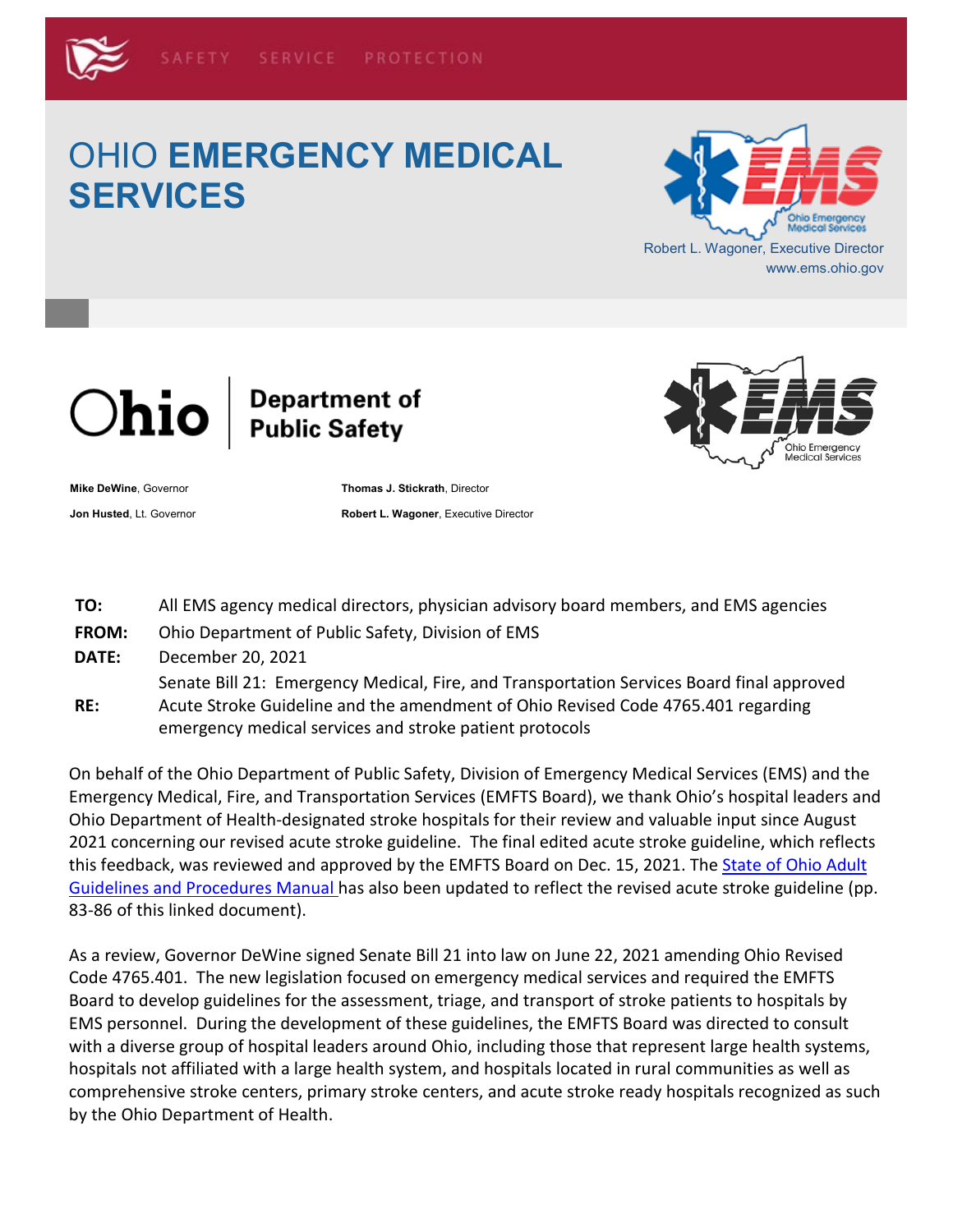SAFETY SERVICE PROTECTION

# OHIO **EMERGENCY MEDICAL SERVICES**

Robert L. Wagoner, Executive Director
www.ems.ohio.gov

Ohio | Department of Public Safety

**Mike DeWine**, Governor
**Jon Husted**, Lt. Governor

**Thomas J. Stickrath**, Director
**Robert L. Wagoner**, Executive Director

**TO:** All EMS agency medical directors, physician advisory board members, and EMS agencies

**FROM:** Ohio Department of Public Safety, Division of EMS

**DATE:** December 20, 2021

**RE:** Senate Bill 21: Emergency Medical, Fire, and Transportation Services Board final approved Acute Stroke Guideline and the amendment of Ohio Revised Code 4765.401 regarding emergency medical services and stroke patient protocols

On behalf of the Ohio Department of Public Safety, Division of Emergency Medical Services (EMS) and the Emergency Medical, Fire, and Transportation Services (EMFTS Board), we thank Ohio's hospital leaders and Ohio Department of Health-designated stroke hospitals for their review and valuable input since August 2021 concerning our revised acute stroke guideline. The final edited acute stroke guideline, which reflects this feedback, was reviewed and approved by the EMFTS Board on Dec. 15, 2021. The State of Ohio Adult Guidelines and Procedures Manual has also been updated to reflect the revised acute stroke guideline (pp. 83-86 of this linked document).

As a review, Governor DeWine signed Senate Bill 21 into law on June 22, 2021 amending Ohio Revised Code 4765.401. The new legislation focused on emergency medical services and required the EMFTS Board to develop guidelines for the assessment, triage, and transport of stroke patients to hospitals by EMS personnel. During the development of these guidelines, the EMFTS Board was directed to consult with a diverse group of hospital leaders around Ohio, including those that represent large health systems, hospitals not affiliated with a large health system, and hospitals located in rural communities as well as comprehensive stroke centers, primary stroke centers, and acute stroke ready hospitals recognized as such by the Ohio Department of Health.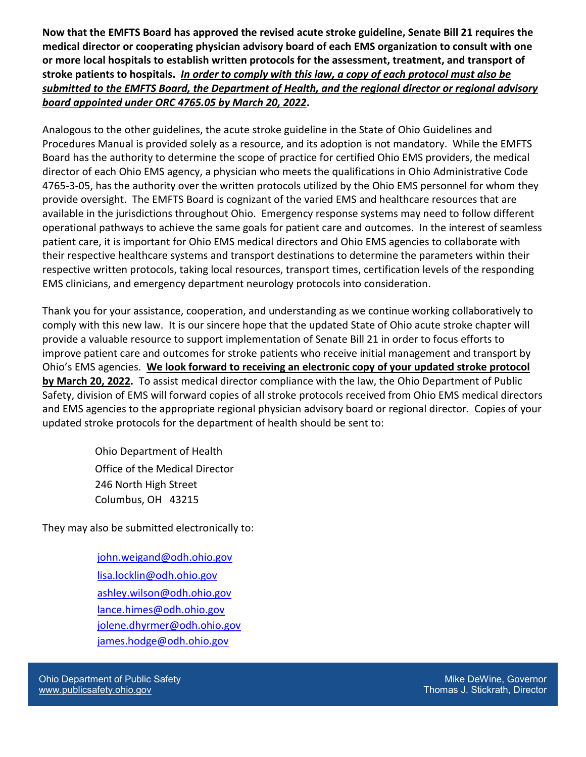**Now that the EMFTS Board has approved the revised acute stroke guideline, Senate Bill 21 requires the medical director or cooperating physician advisory board of each EMS organization to consult with one or more local hospitals to establish written protocols for the assessment, treatment, and transport of stroke patients to hospitals.** ***In order to comply with this law, a copy of each protocol must also be submitted to the EMFTS Board, the Department of Health, and the regional director or regional advisory board appointed under ORC 4765.05 by March 20, 2022*****.**

Analogous to the other guidelines, the acute stroke guideline in the State of Ohio Guidelines and Procedures Manual is provided solely as a resource, and its adoption is not mandatory. While the EMFTS Board has the authority to determine the scope of practice for certified Ohio EMS providers, the medical director of each Ohio EMS agency, a physician who meets the qualifications in Ohio Administrative Code 4765-3-05, has the authority over the written protocols utilized by the Ohio EMS personnel for whom they provide oversight. The EMFTS Board is cognizant of the varied EMS and healthcare resources that are available in the jurisdictions throughout Ohio. Emergency response systems may need to follow different operational pathways to achieve the same goals for patient care and outcomes. In the interest of seamless patient care, it is important for Ohio EMS medical directors and Ohio EMS agencies to collaborate with their respective healthcare systems and transport destinations to determine the parameters within their respective written protocols, taking local resources, transport times, certification levels of the responding EMS clinicians, and emergency department neurology protocols into consideration.

Thank you for your assistance, cooperation, and understanding as we continue working collaboratively to comply with this new law. It is our sincere hope that the updated State of Ohio acute stroke chapter will provide a valuable resource to support implementation of Senate Bill 21 in order to focus efforts to improve patient care and outcomes for stroke patients who receive initial management and transport by Ohio's EMS agencies. **We look forward to receiving an electronic copy of your updated stroke protocol by March 20, 2022.** To assist medical director compliance with the law, the Ohio Department of Public Safety, division of EMS will forward copies of all stroke protocols received from Ohio EMS medical directors and EMS agencies to the appropriate regional physician advisory board or regional director. Copies of your updated stroke protocols for the department of health should be sent to:

Ohio Department of Health
Office of the Medical Director
246 North High Street
Columbus, OH 43215

They may also be submitted electronically to:

john.weigand@odh.ohio.gov
lisa.locklin@odh.ohio.gov
ashley.wilson@odh.ohio.gov
lance.himes@odh.ohio.gov
jolene.dhyrmer@odh.ohio.gov
james.hodge@odh.ohio.gov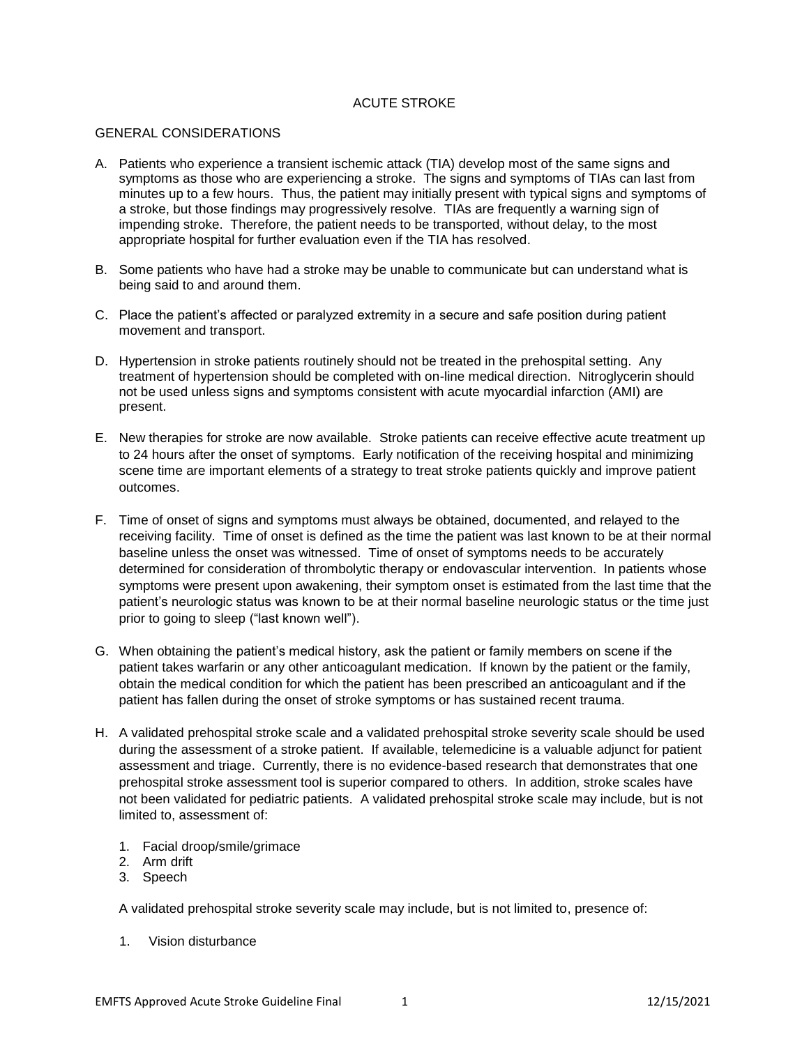# ACUTE STROKE

## GENERAL CONSIDERATIONS

A. Patients who experience a transient ischemic attack (TIA) develop most of the same signs and symptoms as those who are experiencing a stroke. The signs and symptoms of TIAs can last from minutes up to a few hours. Thus, the patient may initially present with typical signs and symptoms of a stroke, but those findings may progressively resolve. TIAs are frequently a warning sign of impending stroke. Therefore, the patient needs to be transported, without delay, to the most appropriate hospital for further evaluation even if the TIA has resolved.

B. Some patients who have had a stroke may be unable to communicate but can understand what is being said to and around them.

C. Place the patient's affected or paralyzed extremity in a secure and safe position during patient movement and transport.

D. Hypertension in stroke patients routinely should not be treated in the prehospital setting. Any treatment of hypertension should be completed with on-line medical direction. Nitroglycerin should not be used unless signs and symptoms consistent with acute myocardial infarction (AMI) are present.

E. New therapies for stroke are now available. Stroke patients can receive effective acute treatment up to 24 hours after the onset of symptoms. Early notification of the receiving hospital and minimizing scene time are important elements of a strategy to treat stroke patients quickly and improve patient outcomes.

F. Time of onset of signs and symptoms must always be obtained, documented, and relayed to the receiving facility. Time of onset is defined as the time the patient was last known to be at their normal baseline unless the onset was witnessed. Time of onset of symptoms needs to be accurately determined for consideration of thrombolytic therapy or endovascular intervention. In patients whose symptoms were present upon awakening, their symptom onset is estimated from the last time that the patient's neurologic status was known to be at their normal baseline neurologic status or the time just prior to going to sleep ("last known well").

G. When obtaining the patient's medical history, ask the patient or family members on scene if the patient takes warfarin or any other anticoagulant medication. If known by the patient or the family, obtain the medical condition for which the patient has been prescribed an anticoagulant and if the patient has fallen during the onset of stroke symptoms or has sustained recent trauma.

H. A validated prehospital stroke scale and a validated prehospital stroke severity scale should be used during the assessment of a stroke patient. If available, telemedicine is a valuable adjunct for patient assessment and triage. Currently, there is no evidence-based research that demonstrates that one prehospital stroke assessment tool is superior compared to others. In addition, stroke scales have not been validated for pediatric patients. A validated prehospital stroke scale may include, but is not limited to, assessment of:

   1. Facial droop/smile/grimace
   2. Arm drift
   3. Speech

   A validated prehospital stroke severity scale may include, but is not limited to, presence of:

   1. Vision disturbance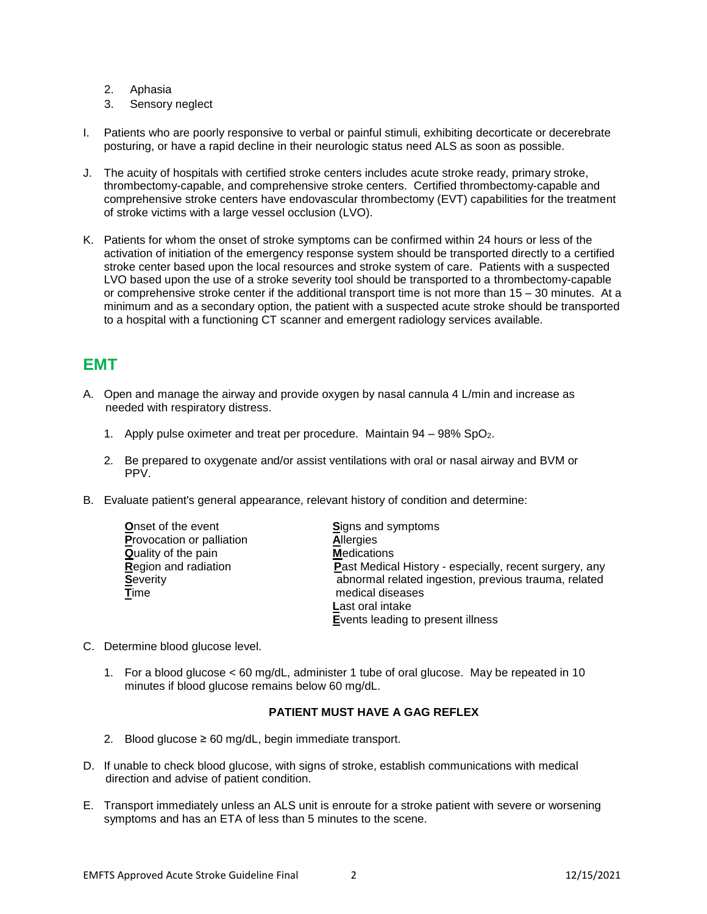2. Aphasia
3. Sensory neglect

I. Patients who are poorly responsive to verbal or painful stimuli, exhibiting decorticate or decerebrate posturing, or have a rapid decline in their neurologic status need ALS as soon as possible.

J. The acuity of hospitals with certified stroke centers includes acute stroke ready, primary stroke, thrombectomy-capable, and comprehensive stroke centers. Certified thrombectomy-capable and comprehensive stroke centers have endovascular thrombectomy (EVT) capabilities for the treatment of stroke victims with a large vessel occlusion (LVO).

K. Patients for whom the onset of stroke symptoms can be confirmed within 24 hours or less of the activation of initiation of the emergency response system should be transported directly to a certified stroke center based upon the local resources and stroke system of care. Patients with a suspected LVO based upon the use of a stroke severity tool should be transported to a thrombectomy-capable or comprehensive stroke center if the additional transport time is not more than 15 – 30 minutes. At a minimum and as a secondary option, the patient with a suspected acute stroke should be transported to a hospital with a functioning CT scanner and emergent radiology services available.

## EMT

A. Open and manage the airway and provide oxygen by nasal cannula 4 L/min and increase as needed with respiratory distress.

   1. Apply pulse oximeter and treat per procedure. Maintain 94 – 98% $SpO_2$.

   2. Be prepared to oxygenate and/or assist ventilations with oral or nasal airway and BVM or PPV.

B. Evaluate patient's general appearance, relevant history of condition and determine:

   **O**nset of the event
   **P**rovocation or palliation
   **Q**uality of the pain
   **R**egion and radiation
   **S**everity
   **T**ime

   **S**igns and symptoms
   **A**llergies
   **M**edications
   **P**ast Medical History - especially, recent surgery, any abnormal related ingestion, previous trauma, related medical diseases
   **L**ast oral intake
   **E**vents leading to present illness

C. Determine blood glucose level.

   1. For a blood glucose < 60 mg/dL, administer 1 tube of oral glucose. May be repeated in 10 minutes if blood glucose remains below 60 mg/dL.

   **PATIENT MUST HAVE A GAG REFLEX**

   2. Blood glucose ≥ 60 mg/dL, begin immediate transport.

D. If unable to check blood glucose, with signs of stroke, establish communications with medical direction and advise of patient condition.

E. Transport immediately unless an ALS unit is enroute for a stroke patient with severe or worsening symptoms and has an ETA of less than 5 minutes to the scene.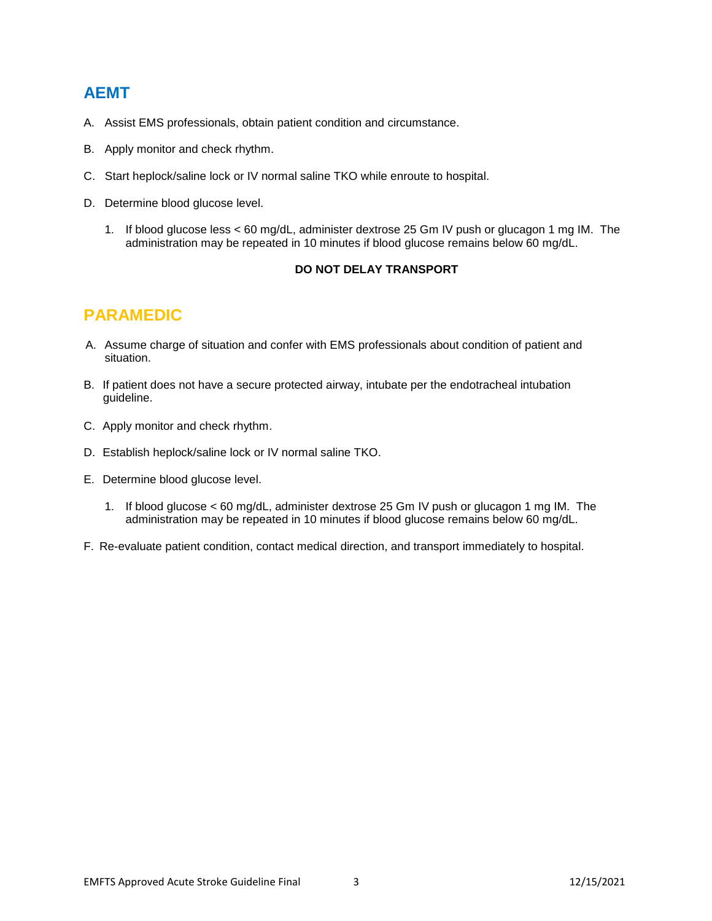## AEMT

A. Assist EMS professionals, obtain patient condition and circumstance.

B. Apply monitor and check rhythm.

C. Start heplock/saline lock or IV normal saline TKO while enroute to hospital.

D. Determine blood glucose level.

   1. If blood glucose less < 60 mg/dL, administer dextrose 25 Gm IV push or glucagon 1 mg IM. The administration may be repeated in 10 minutes if blood glucose remains below 60 mg/dL.

**DO NOT DELAY TRANSPORT**

## PARAMEDIC

A. Assume charge of situation and confer with EMS professionals about condition of patient and situation.

B. If patient does not have a secure protected airway, intubate per the endotracheal intubation guideline.

C. Apply monitor and check rhythm.

D. Establish heplock/saline lock or IV normal saline TKO.

E. Determine blood glucose level.

   1. If blood glucose < 60 mg/dL, administer dextrose 25 Gm IV push or glucagon 1 mg IM. The administration may be repeated in 10 minutes if blood glucose remains below 60 mg/dL.

F. Re-evaluate patient condition, contact medical direction, and transport immediately to hospital.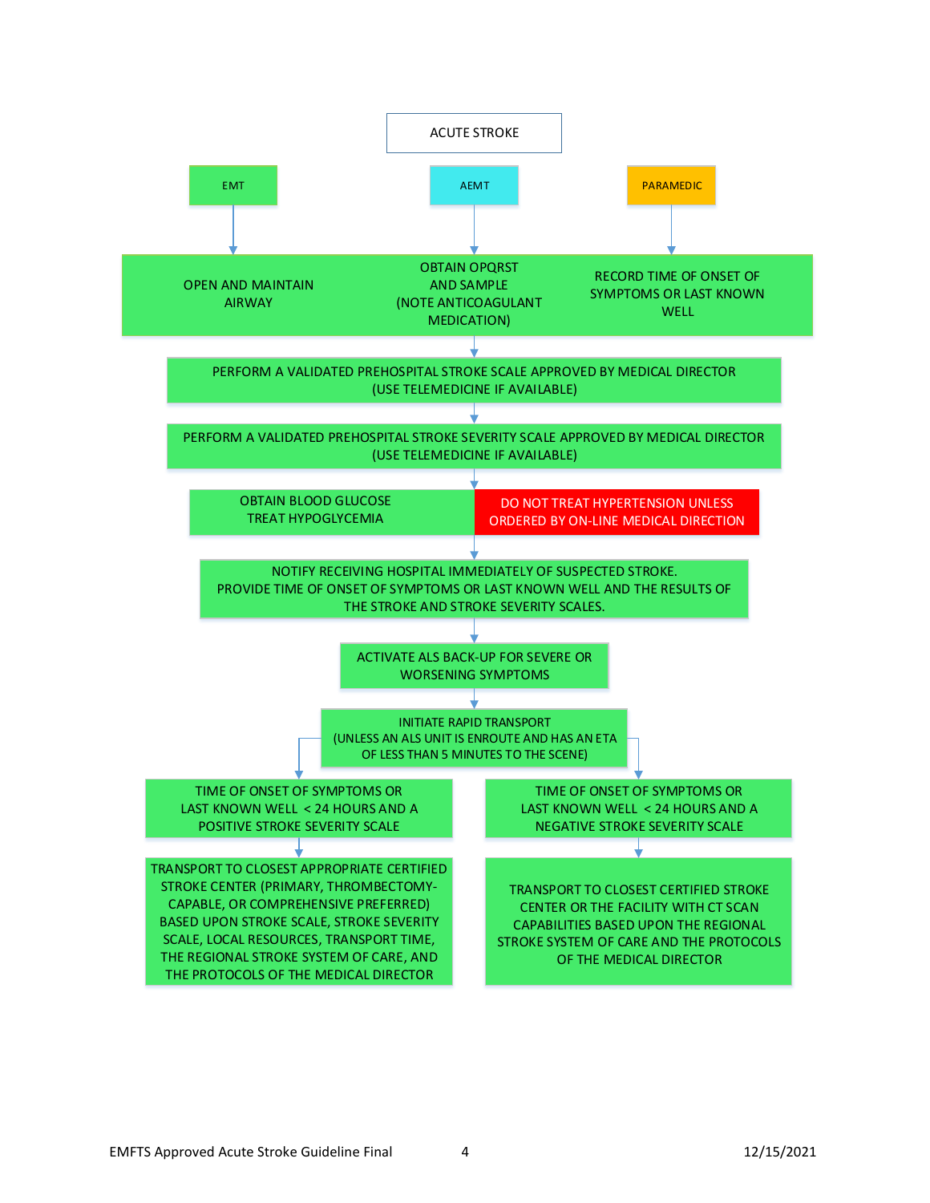# ACUTE STROKE

**EMT** | **AEMT** | **PARAMEDIC**

- OPEN AND MAINTAIN AIRWAY
- OBTAIN OPQRST AND SAMPLE (NOTE ANTICOAGULANT MEDICATION)
- RECORD TIME OF ONSET OF SYMPTOMS OR LAST KNOWN WELL

↓

PERFORM A VALIDATED PREHOSPITAL STROKE SCALE APPROVED BY MEDICAL DIRECTOR (USE TELEMEDICINE IF AVAILABLE)

↓

PERFORM A VALIDATED PREHOSPITAL STROKE SEVERITY SCALE APPROVED BY MEDICAL DIRECTOR (USE TELEMEDICINE IF AVAILABLE)

↓

- OBTAIN BLOOD GLUCOSE
- TREAT HYPOGLYCEMIA
- **DO NOT TREAT HYPERTENSION UNLESS ORDERED BY ON-LINE MEDICAL DIRECTION**

↓

NOTIFY RECEIVING HOSPITAL IMMEDIATELY OF SUSPECTED STROKE. PROVIDE TIME OF ONSET OF SYMPTOMS OR LAST KNOWN WELL AND THE RESULTS OF THE STROKE AND STROKE SEVERITY SCALES.

↓

ACTIVATE ALS BACK-UP FOR SEVERE OR WORSENING SYMPTOMS

↓

INITIATE RAPID TRANSPORT (UNLESS AN ALS UNIT IS ENROUTE AND HAS AN ETA OF LESS THAN 5 MINUTES TO THE SCENE)

↓

**TIME OF ONSET OF SYMPTOMS OR LAST KNOWN WELL < 24 HOURS AND A POSITIVE STROKE SEVERITY SCALE**

↓

TRANSPORT TO CLOSEST APPROPRIATE CERTIFIED STROKE CENTER (PRIMARY, THROMBECTOMY-CAPABLE, OR COMPREHENSIVE PREFERRED) BASED UPON STROKE SCALE, STROKE SEVERITY SCALE, LOCAL RESOURCES, TRANSPORT TIME, THE REGIONAL STROKE SYSTEM OF CARE, AND THE PROTOCOLS OF THE MEDICAL DIRECTOR

**TIME OF ONSET OF SYMPTOMS OR LAST KNOWN WELL < 24 HOURS AND A NEGATIVE STROKE SEVERITY SCALE**

↓

TRANSPORT TO CLOSEST CERTIFIED STROKE CENTER OR THE FACILITY WITH CT SCAN CAPABILITIES BASED UPON THE REGIONAL STROKE SYSTEM OF CARE AND THE PROTOCOLS OF THE MEDICAL DIRECTOR